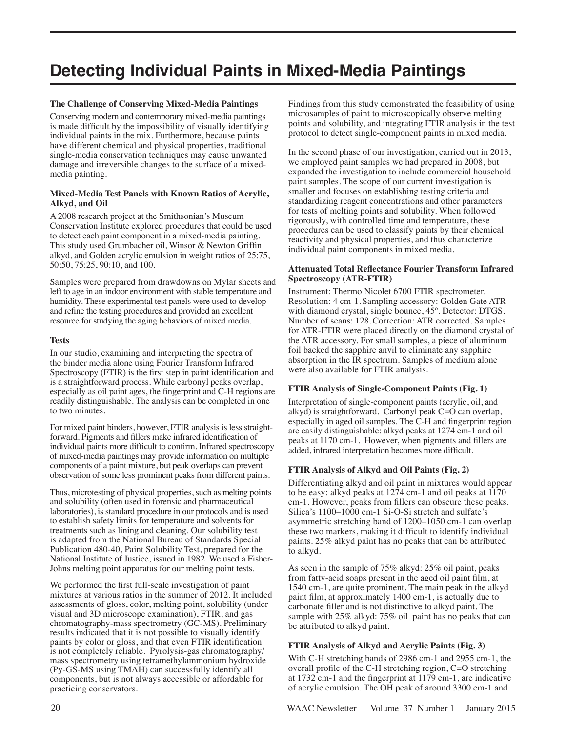# Detecting Individual Paints in Mixed-Media Paintings

### The Challenge of Conserving Mixed-Media Paintings

Conserving modern and contemporary mixed-media paintings is made difficult by the impossibility of visually identifying individual paints in the mix. Furthermore, because paints have different chemical and physical properties, traditional single-media conservation techniques may cause unwanted damage and irreversible changes to the surface of a mixed-media painting.

### Mixed-Media Test Panels with Known Ratios of Acrylic, Alkyd, and Oil

A 2008 research project at the Smithsonian's Museum Conservation Institute explored procedures that could be used to detect each paint component in a mixed-media painting. This study used Grumbacher oil, Winsor & Newton Griffin alkyd, and Golden acrylic emulsion in weight ratios of 25:75, 50:50, 75:25, 90:10, and 100.

Samples were prepared from drawdowns on Mylar sheets and left to age in an indoor environment with stable temperature and humidity. These experimental test panels were used to develop and refine the testing procedures and provided an excellent resource for studying the aging behaviors of mixed media.

### Tests

In our studio, examining and interpreting the spectra of the binder media alone using Fourier Transform Infrared Spectroscopy (FTIR) is the first step in paint identification and is a straightforward process. While carbonyl peaks overlap, especially as oil paint ages, the fingerprint and C-H regions are readily distinguishable. The analysis can be completed in one to two minutes.

For mixed paint binders, however, FTIR analysis is less straightforward. Pigments and fillers make infrared identification of individual paints more difficult to confirm. Infrared spectroscopy of mixed-media paintings may provide information on multiple components of a paint mixture, but peak overlaps can prevent observation of some less prominent peaks from different paints.

Thus, microtesting of physical properties, such as melting points and solubility (often used in forensic and pharmaceutical laboratories), is standard procedure in our protocols and is used to establish safety limits for temperature and solvents for treatments such as lining and cleaning. Our solubility test is adapted from the National Bureau of Standards Special Publication 480-40, Paint Solubility Test, prepared for the National Institute of Justice, issued in 1982. We used a Fisher-Johns melting point apparatus for our melting point tests.

We performed the first full-scale investigation of paint mixtures at various ratios in the summer of 2012. It included assessments of gloss, color, melting point, solubility (under visual and 3D microscope examination), FTIR, and gas chromatography-mass spectrometry (GC-MS). Preliminary results indicated that it is not possible to visually identify paints by color or gloss, and that even FTIR identification is not completely reliable. Pyrolysis-gas chromatography/mass spectrometry using tetramethylammonium hydroxide (Py-GS-MS using TMAH) can successfully identify all components, but is not always accessible or affordable for practicing conservators.

Findings from this study demonstrated the feasibility of using microsamples of paint to microscopically observe melting points and solubility, and integrating FTIR analysis in the test protocol to detect single-component paints in mixed media.

In the second phase of our investigation, carried out in 2013, we employed paint samples we had prepared in 2008, but expanded the investigation to include commercial household paint samples. The scope of our current investigation is smaller and focuses on establishing testing criteria and standardizing reagent concentrations and other parameters for tests of melting points and solubility. When followed rigorously, with controlled time and temperature, these procedures can be used to classify paints by their chemical reactivity and physical properties, and thus characterize individual paint components in mixed media.

### Attenuated Total Reflectance Fourier Transform Infrared Spectroscopy (ATR-FTIR)

Instrument: Thermo Nicolet 6700 FTIR spectrometer. Resolution: 4 cm-1. Sampling accessory: Golden Gate ATR with diamond crystal, single bounce, 45°. Detector: DTGS. Number of scans: 128. Correction: ATR corrected. Samples for ATR-FTIR were placed directly on the diamond crystal of the ATR accessory. For small samples, a piece of aluminum foil backed the sapphire anvil to eliminate any sapphire absorption in the IR spectrum. Samples of medium alone were also available for FTIR analysis.

### FTIR Analysis of Single-Component Paints (Fig. 1)

Interpretation of single-component paints (acrylic, oil, and alkyd) is straightforward. Carbonyl peak C=O can overlap, especially in aged oil samples. The C-H and fingerprint region are easily distinguishable: alkyd peaks at 1274 cm-1 and oil peaks at 1170 cm-1. However, when pigments and fillers are added, infrared interpretation becomes more difficult.

### FTIR Analysis of Alkyd and Oil Paints (Fig. 2)

Differentiating alkyd and oil paint in mixtures would appear to be easy: alkyd peaks at 1274 cm-1 and oil peaks at 1170 cm-1. However, peaks from fillers can obscure these peaks. Silica's 1100–1000 cm-1 Si-O-Si stretch and sulfate's asymmetric stretching band of 1200–1050 cm-1 can overlap these two markers, making it difficult to identify individual paints. 25% alkyd paint has no peaks that can be attributed to alkyd.

As seen in the sample of 75% alkyd: 25% oil paint, peaks from fatty-acid soaps present in the aged oil paint film, at 1540 cm-1, are quite prominent. The main peak in the alkyd paint film, at approximately 1400 cm-1, is actually due to carbonate filler and is not distinctive to alkyd paint. The sample with 25% alkyd: 75% oil paint has no peaks that can be attributed to alkyd paint.

### FTIR Analysis of Alkyd and Acrylic Paints (Fig. 3)

With C-H stretching bands of 2986 cm-1 and 2955 cm-1, the overall profile of the C-H stretching region, C=O stretching at 1732 cm-1 and the fingerprint at 1179 cm-1, are indicative of acrylic emulsion. The OH peak of around 3300 cm-1 and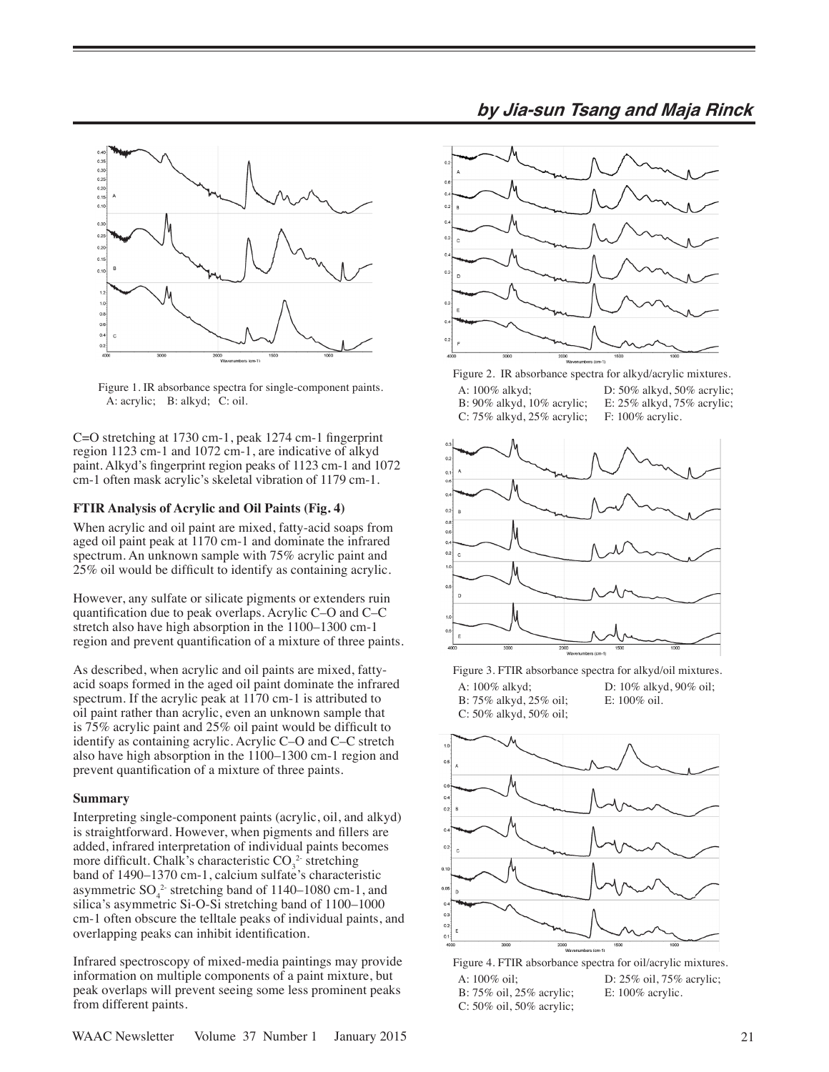Figure 1. IR absorbance spectra for single-component paints. A: acrylic; B: alkyd; C: oil.

C=O stretching at 1730 cm-1, peak 1274 cm-1 fingerprint region 1123 cm-1 and 1072 cm-1, are indicative of alkyd paint. Alkyd's fingerprint region peaks of 1123 cm-1 and 1072 cm-1 often mask acrylic's skeletal vibration of 1179 cm-1.

**FTIR Analysis of Acrylic and Oil Paints (Fig. 4)**

When acrylic and oil paint are mixed, fatty-acid soaps from aged oil paint peak at 1170 cm-1 and dominate the infrared spectrum. An unknown sample with 75% acrylic paint and 25% oil would be difficult to identify as containing acrylic.

However, any sulfate or silicate pigments or extenders ruin quantification due to peak overlaps. Acrylic C–O and C–C stretch also have high absorption in the 1100–1300 cm-1 region and prevent quantification of a mixture of three paints.

As described, when acrylic and oil paints are mixed, fatty-acid soaps formed in the aged oil paint dominate the infrared spectrum. If the acrylic peak at 1170 cm-1 is attributed to oil paint rather than acrylic, even an unknown sample that is 75% acrylic paint and 25% oil paint would be difficult to identify as containing acrylic. Acrylic C–O and C–C stretch also have high absorption in the 1100–1300 cm-1 region and prevent quantification of a mixture of three paints.

**Summary**

Interpreting single-component paints (acrylic, oil, and alkyd) is straightforward. However, when pigments and fillers are added, infrared interpretation of individual paints becomes more difficult. Chalk's characteristic $CO_3^{2-}$ stretching band of 1490–1370 cm-1, calcium sulfate's characteristic asymmetric $SO_4^{2-}$ stretching band of 1140–1080 cm-1, and silica's asymmetric Si-O-Si stretching band of 1100–1000 cm-1 often obscure the telltale peaks of individual paints, and overlapping peaks can inhibit identification.

Infrared spectroscopy of mixed-media paintings may provide information on multiple components of a paint mixture, but peak overlaps will prevent seeing some less prominent peaks from different paints.

Figure 2. IR absorbance spectra for alkyd/acrylic mixtures.
A: 100% alkyd; B: 90% alkyd, 10% acrylic; C: 75% alkyd, 25% acrylic; D: 50% alkyd, 50% acrylic; E: 25% alkyd, 75% acrylic; F: 100% acrylic.

Figure 3. FTIR absorbance spectra for alkyd/oil mixtures.
A: 100% alkyd; B: 75% alkyd, 25% oil; C: 50% alkyd, 50% oil; D: 10% alkyd, 90% oil; E: 100% oil.

Figure 4. FTIR absorbance spectra for oil/acrylic mixtures.
A: 100% oil; B: 75% oil, 25% acrylic; C: 50% oil, 50% acrylic; D: 25% oil, 75% acrylic; E: 100% acrylic.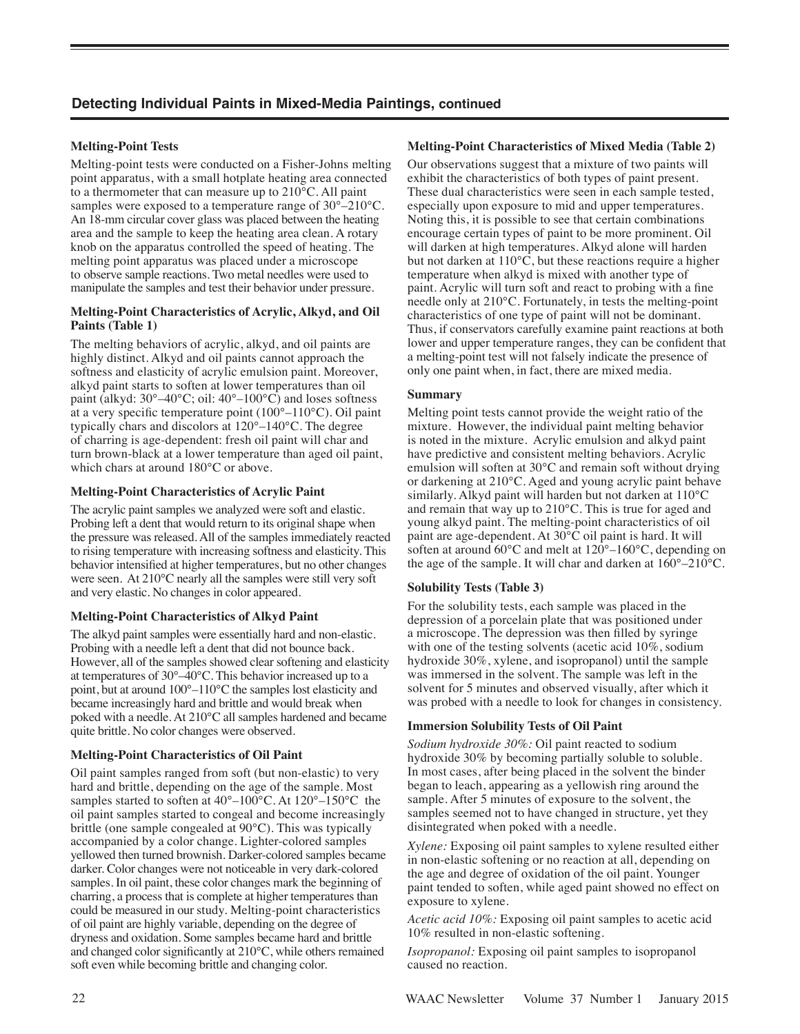## Detecting Individual Paints in Mixed-Media Paintings, continued

### Melting-Point Tests

Melting-point tests were conducted on a Fisher-Johns melting point apparatus, with a small hotplate heating area connected to a thermometer that can measure up to 210°C. All paint samples were exposed to a temperature range of 30°–210°C. An 18-mm circular cover glass was placed between the heating area and the sample to keep the heating area clean. A rotary knob on the apparatus controlled the speed of heating. The melting point apparatus was placed under a microscope to observe sample reactions. Two metal needles were used to manipulate the samples and test their behavior under pressure.

### Melting-Point Characteristics of Acrylic, Alkyd, and Oil Paints (Table 1)

The melting behaviors of acrylic, alkyd, and oil paints are highly distinct. Alkyd and oil paints cannot approach the softness and elasticity of acrylic emulsion paint. Moreover, alkyd paint starts to soften at lower temperatures than oil paint (alkyd: 30°–40°C; oil: 40°–100°C) and loses softness at a very specific temperature point (100°–110°C). Oil paint typically chars and discolors at 120°–140°C. The degree of charring is age-dependent: fresh oil paint will char and turn brown-black at a lower temperature than aged oil paint, which chars at around 180°C or above.

### Melting-Point Characteristics of Acrylic Paint

The acrylic paint samples we analyzed were soft and elastic. Probing left a dent that would return to its original shape when the pressure was released. All of the samples immediately reacted to rising temperature with increasing softness and elasticity. This behavior intensified at higher temperatures, but no other changes were seen. At 210°C nearly all the samples were still very soft and very elastic. No changes in color appeared.

### Melting-Point Characteristics of Alkyd Paint

The alkyd paint samples were essentially hard and non-elastic. Probing with a needle left a dent that did not bounce back. However, all of the samples showed clear softening and elasticity at temperatures of 30°–40°C. This behavior increased up to a point, but at around 100°–110°C the samples lost elasticity and became increasingly hard and brittle and would break when poked with a needle. At 210°C all samples hardened and became quite brittle. No color changes were observed.

### Melting-Point Characteristics of Oil Paint

Oil paint samples ranged from soft (but non-elastic) to very hard and brittle, depending on the age of the sample. Most samples started to soften at 40°–100°C. At 120°–150°C the oil paint samples started to congeal and become increasingly brittle (one sample congealed at 90°C). This was typically accompanied by a color change. Lighter-colored samples yellowed then turned brownish. Darker-colored samples became darker. Color changes were not noticeable in very dark-colored samples. In oil paint, these color changes mark the beginning of charring, a process that is complete at higher temperatures than could be measured in our study. Melting-point characteristics of oil paint are highly variable, depending on the degree of dryness and oxidation. Some samples became hard and brittle and changed color significantly at 210°C, while others remained soft even while becoming brittle and changing color.

### Melting-Point Characteristics of Mixed Media (Table 2)

Our observations suggest that a mixture of two paints will exhibit the characteristics of both types of paint present. These dual characteristics were seen in each sample tested, especially upon exposure to mid and upper temperatures. Noting this, it is possible to see that certain combinations encourage certain types of paint to be more prominent. Oil will darken at high temperatures. Alkyd alone will harden but not darken at 110°C, but these reactions require a higher temperature when alkyd is mixed with another type of paint. Acrylic will turn soft and react to probing with a fine needle only at 210°C. Fortunately, in tests the melting-point characteristics of one type of paint will not be dominant. Thus, if conservators carefully examine paint reactions at both lower and upper temperature ranges, they can be confident that a melting-point test will not falsely indicate the presence of only one paint when, in fact, there are mixed media.

### Summary

Melting point tests cannot provide the weight ratio of the mixture. However, the individual paint melting behavior is noted in the mixture. Acrylic emulsion and alkyd paint have predictive and consistent melting behaviors. Acrylic emulsion will soften at 30°C and remain soft without drying or darkening at 210°C. Aged and young acrylic paint behave similarly. Alkyd paint will harden but not darken at 110°C and remain that way up to 210°C. This is true for aged and young alkyd paint. The melting-point characteristics of oil paint are age-dependent. At 30°C oil paint is hard. It will soften at around 60°C and melt at 120°–160°C, depending on the age of the sample. It will char and darken at 160°–210°C.

### Solubility Tests (Table 3)

For the solubility tests, each sample was placed in the depression of a porcelain plate that was positioned under a microscope. The depression was then filled by syringe with one of the testing solvents (acetic acid 10%, sodium hydroxide 30%, xylene, and isopropanol) until the sample was immersed in the solvent. The sample was left in the solvent for 5 minutes and observed visually, after which it was probed with a needle to look for changes in consistency.

### Immersion Solubility Tests of Oil Paint

*Sodium hydroxide 30%:* Oil paint reacted to sodium hydroxide 30% by becoming partially soluble to soluble. In most cases, after being placed in the solvent the binder began to leach, appearing as a yellowish ring around the sample. After 5 minutes of exposure to the solvent, the samples seemed not to have changed in structure, yet they disintegrated when poked with a needle.

*Xylene:* Exposing oil paint samples to xylene resulted either in non-elastic softening or no reaction at all, depending on the age and degree of oxidation of the oil paint. Younger paint tended to soften, while aged paint showed no effect on exposure to xylene.

*Acetic acid 10%:* Exposing oil paint samples to acetic acid 10% resulted in non-elastic softening.

*Isopropanol:* Exposing oil paint samples to isopropanol caused no reaction.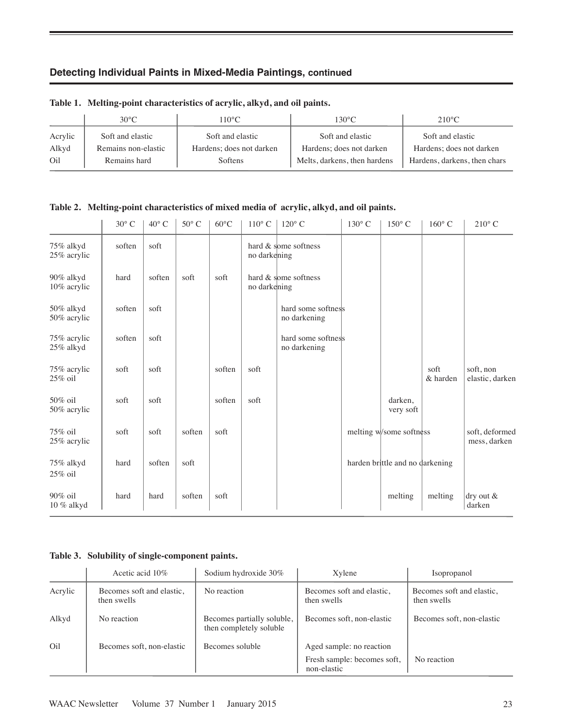## Detecting Individual Paints in Mixed-Media Paintings, continued

**Table 1. Melting-point characteristics of acrylic, alkyd, and oil paints.**

| | 30°C | 110°C | 130°C | 210°C |
|---|---|---|---|---|
| Acrylic | Soft and elastic | Soft and elastic | Soft and elastic | Soft and elastic |
| Alkyd | Remains non-elastic | Hardens; does not darken | Hardens; does not darken | Hardens; does not darken |
| Oil | Remains hard | Softens | Melts, darkens, then hardens | Hardens, darkens, then chars |

**Table 2. Melting-point characteristics of mixed media of acrylic, alkyd, and oil paints.**

| | 30° C | 40° C | 50° C | 60°C | 110° C | 120° C | 130° C | 150° C | 160° C | 210° C |
|---|---|---|---|---|---|---|---|---|---|---|
| 75% alkyd 25% acrylic | soften | soft | | | hard & some softness no darkening | | | | | |
| 90% alkyd 10% acrylic | hard | soften | soft | soft | hard & some softness no darkening | | | | | |
| 50% alkyd 50% acrylic | soften | soft | | | | hard some softness no darkening | | | | |
| 75% acrylic 25% alkyd | soften | soft | | | | hard some softness no darkening | | | | |
| 75% acrylic 25% oil | soft | soft | | soften | soft | | | | soft & harden | soft, non elastic, darken |
| 50% oil 50% acrylic | soft | soft | | soften | soft | | | darken, very soft | | |
| 75% oil 25% acrylic | soft | soft | soften | soft | | | melting w/some softness | | | soft, deformed mess, darken |
| 75% alkyd 25% oil | hard | soften | soft | | | | harden brittle and no darkening | | | |
| 90% oil 10 % alkyd | hard | hard | soften | soft | | | | melting | melting | dry out & darken |

**Table 3. Solubility of single-component paints.**

| | Acetic acid 10% | Sodium hydroxide 30% | Xylene | Isopropanol |
|---|---|---|---|---|
| Acrylic | Becomes soft and elastic, then swells | No reaction | Becomes soft and elastic, then swells | Becomes soft and elastic, then swells |
| Alkyd | No reaction | Becomes partially soluble, then completely soluble | Becomes soft, non-elastic | Becomes soft, non-elastic |
| Oil | Becomes soft, non-elastic | Becomes soluble | Aged sample: no reaction<br>Fresh sample: becomes soft, non-elastic | No reaction |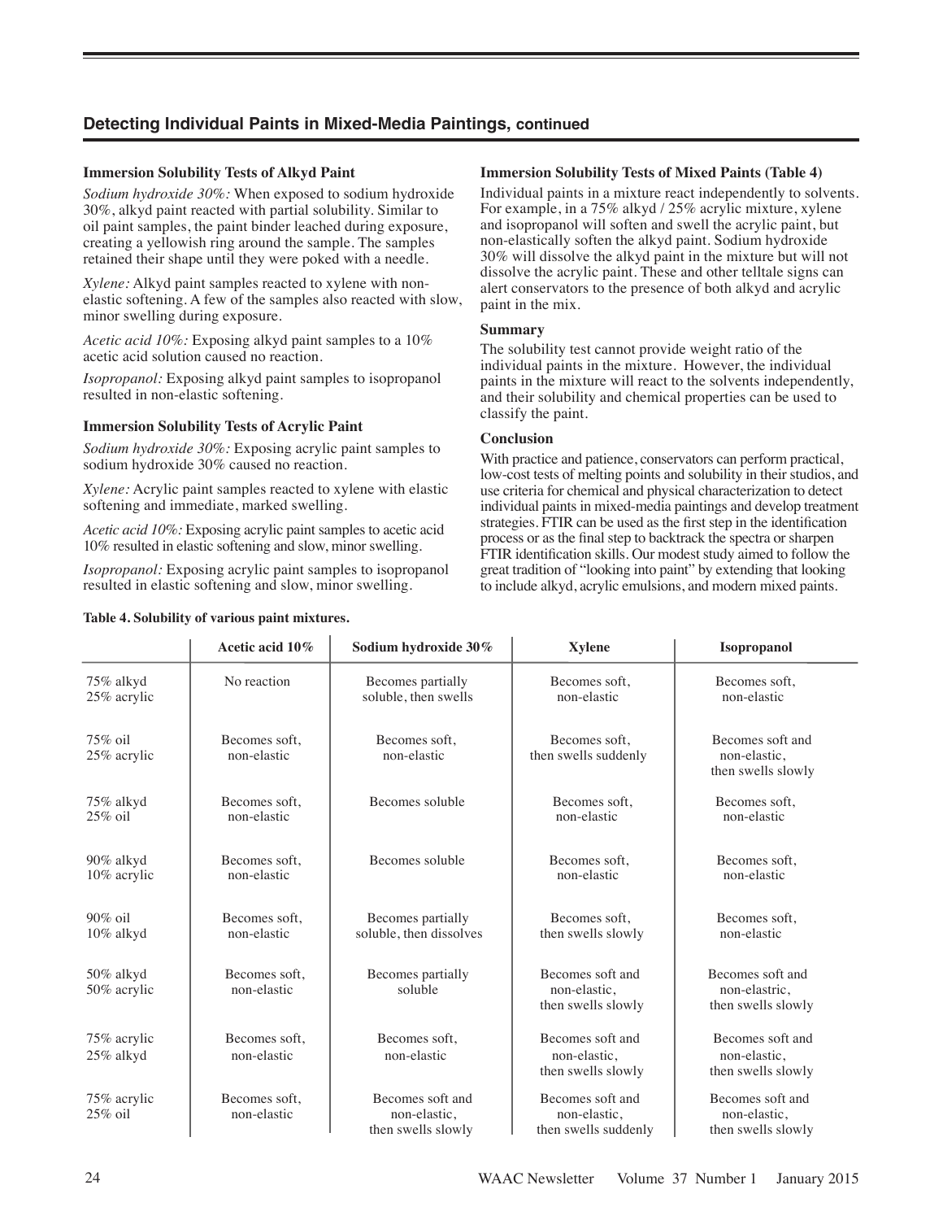## Detecting Individual Paints in Mixed-Media Paintings, continued

### Immersion Solubility Tests of Alkyd Paint

*Sodium hydroxide 30%:* When exposed to sodium hydroxide 30%, alkyd paint reacted with partial solubility. Similar to oil paint samples, the paint binder leached during exposure, creating a yellowish ring around the sample. The samples retained their shape until they were poked with a needle.

*Xylene:* Alkyd paint samples reacted to xylene with non-elastic softening. A few of the samples also reacted with slow, minor swelling during exposure.

*Acetic acid 10%:* Exposing alkyd paint samples to a 10% acetic acid solution caused no reaction.

*Isopropanol:* Exposing alkyd paint samples to isopropanol resulted in non-elastic softening.

### Immersion Solubility Tests of Acrylic Paint

*Sodium hydroxide 30%:* Exposing acrylic paint samples to sodium hydroxide 30% caused no reaction.

*Xylene:* Acrylic paint samples reacted to xylene with elastic softening and immediate, marked swelling.

*Acetic acid 10%:* Exposing acrylic paint samples to acetic acid 10% resulted in elastic softening and slow, minor swelling.

*Isopropanol:* Exposing acrylic paint samples to isopropanol resulted in elastic softening and slow, minor swelling.

### Immersion Solubility Tests of Mixed Paints (Table 4)

Individual paints in a mixture react independently to solvents. For example, in a 75% alkyd / 25% acrylic mixture, xylene and isopropanol will soften and swell the acrylic paint, but non-elastically soften the alkyd paint. Sodium hydroxide 30% will dissolve the alkyd paint in the mixture but will not dissolve the acrylic paint. These and other telltale signs can alert conservators to the presence of both alkyd and acrylic paint in the mix.

### Summary

The solubility test cannot provide weight ratio of the individual paints in the mixture. However, the individual paints in the mixture will react to the solvents independently, and their solubility and chemical properties can be used to classify the paint.

### Conclusion

With practice and patience, conservators can perform practical, low-cost tests of melting points and solubility in their studios, and use criteria for chemical and physical characterization to detect individual paints in mixed-media paintings and develop treatment strategies. FTIR can be used as the first step in the identification process or as the final step to backtrack the spectra or sharpen FTIR identification skills. Our modest study aimed to follow the great tradition of "looking into paint" by extending that looking to include alkyd, acrylic emulsions, and modern mixed paints.

**Table 4. Solubility of various paint mixtures.**

| | Acetic acid 10% | Sodium hydroxide 30% | Xylene | Isopropanol |
|---|---|---|---|---|
| 75% alkyd 25% acrylic | No reaction | Becomes partially soluble, then swells | Becomes soft, non-elastic | Becomes soft, non-elastic |
| 75% oil 25% acrylic | Becomes soft, non-elastic | Becomes soft, non-elastic | Becomes soft, then swells suddenly | Becomes soft and non-elastic, then swells slowly |
| 75% alkyd 25% oil | Becomes soft, non-elastic | Becomes soluble | Becomes soft, non-elastic | Becomes soft, non-elastic |
| 90% alkyd 10% acrylic | Becomes soft, non-elastic | Becomes soluble | Becomes soft, non-elastic | Becomes soft, non-elastic |
| 90% oil 10% alkyd | Becomes soft, non-elastic | Becomes partially soluble, then dissolves | Becomes soft, then swells slowly | Becomes soft, non-elastic |
| 50% alkyd 50% acrylic | Becomes soft, non-elastic | Becomes partially soluble | Becomes soft and non-elastic, then swells slowly | Becomes soft and non-elastric, then swells slowly |
| 75% acrylic 25% alkyd | Becomes soft, non-elastic | Becomes soft, non-elastic | Becomes soft and non-elastic, then swells slowly | Becomes soft and non-elastic, then swells slowly |
| 75% acrylic 25% oil | Becomes soft, non-elastic | Becomes soft and non-elastic, then swells slowly | Becomes soft and non-elastic, then swells suddenly | Becomes soft and non-elastic, then swells slowly |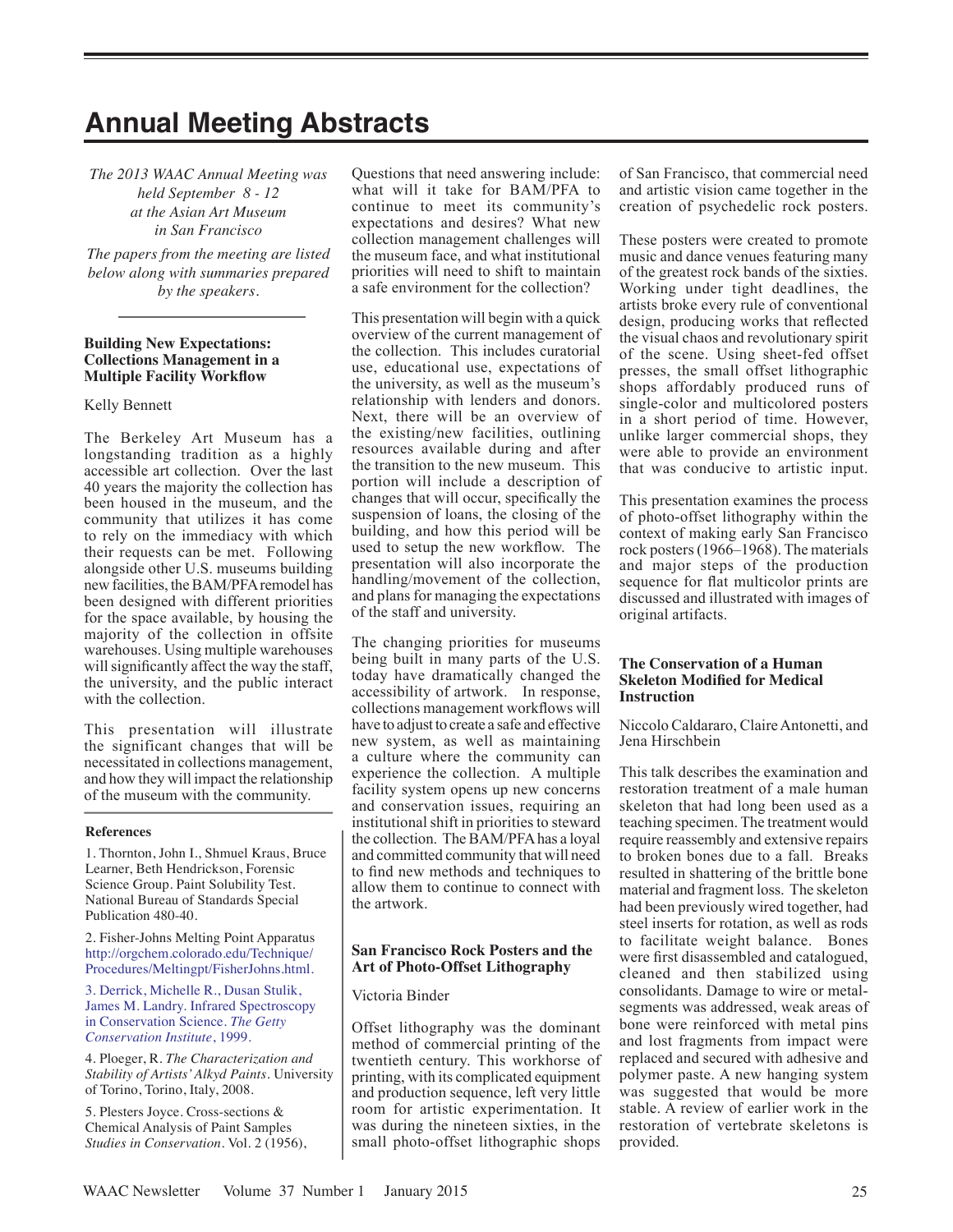# Annual Meeting Abstracts

*The 2013 WAAC Annual Meeting was held September 8 - 12 at the Asian Art Museum in San Francisco*

*The papers from the meeting are listed below along with summaries prepared by the speakers.*

**Building New Expectations: Collections Management in a Multiple Facility Workflow**

Kelly Bennett

The Berkeley Art Museum has a longstanding tradition as a highly accessible art collection. Over the last 40 years the majority the collection has been housed in the museum, and the community that utilizes it has come to rely on the immediacy with which their requests can be met. Following alongside other U.S. museums building new facilities, the BAM/PFA remodel has been designed with different priorities for the space available, by housing the majority of the collection in offsite warehouses. Using multiple warehouses will significantly affect the way the staff, the university, and the public interact with the collection.

This presentation will illustrate the significant changes that will be necessitated in collections management, and how they will impact the relationship of the museum with the community.

Questions that need answering include: what will it take for BAM/PFA to continue to meet its community's expectations and desires? What new collection management challenges will the museum face, and what institutional priorities will need to shift to maintain a safe environment for the collection?

This presentation will begin with a quick overview of the current management of the collection. This includes curatorial use, educational use, expectations of the university, as well as the museum's relationship with lenders and donors. Next, there will be an overview of the existing/new facilities, outlining resources available during and after the transition to the new museum. This portion will include a description of changes that will occur, specifically the suspension of loans, the closing of the building, and how this period will be used to setup the new workflow. The presentation will also incorporate the handling/movement of the collection, and plans for managing the expectations of the staff and university.

The changing priorities for museums being built in many parts of the U.S. today have dramatically changed the accessibility of artwork. In response, collections management workflows will have to adjust to create a safe and effective new system, as well as maintaining a culture where the community can experience the collection. A multiple facility system opens up new concerns and conservation issues, requiring an institutional shift in priorities to steward the collection. The BAM/PFA has a loyal and committed community that will need to find new methods and techniques to allow them to continue to connect with the artwork.

**San Francisco Rock Posters and the Art of Photo-Offset Lithography**

Victoria Binder

Offset lithography was the dominant method of commercial printing of the twentieth century. This workhorse of printing, with its complicated equipment and production sequence, left very little room for artistic experimentation. It was during the nineteen sixties, in the small photo-offset lithographic shops of San Francisco, that commercial need and artistic vision came together in the creation of psychedelic rock posters.

These posters were created to promote music and dance venues featuring many of the greatest rock bands of the sixties. Working under tight deadlines, the artists broke every rule of conventional design, producing works that reflected the visual chaos and revolutionary spirit of the scene. Using sheet-fed offset presses, the small offset lithographic shops affordably produced runs of single-color and multicolored posters in a short period of time. However, unlike larger commercial shops, they were able to provide an environment that was conducive to artistic input.

This presentation examines the process of photo-offset lithography within the context of making early San Francisco rock posters (1966–1968). The materials and major steps of the production sequence for flat multicolor prints are discussed and illustrated with images of original artifacts.

**The Conservation of a Human Skeleton Modified for Medical Instruction**

Niccolo Caldararo, Claire Antonetti, and Jena Hirschbein

This talk describes the examination and restoration treatment of a male human skeleton that had long been used as a teaching specimen. The treatment would require reassembly and extensive repairs to broken bones due to a fall. Breaks resulted in shattering of the brittle bone material and fragment loss. The skeleton had been previously wired together, had steel inserts for rotation, as well as rods to facilitate weight balance. Bones were first disassembled and catalogued, cleaned and then stabilized using consolidants. Damage to wire or metal-segments was addressed, weak areas of bone were reinforced with metal pins and lost fragments from impact were replaced and secured with adhesive and polymer paste. A new hanging system was suggested that would be more stable. A review of earlier work in the restoration of vertebrate skeletons is provided.

**References**

1. Thornton, John I., Shmuel Kraus, Bruce Learner, Beth Hendrickson, Forensic Science Group. Paint Solubility Test. National Bureau of Standards Special Publication 480-40.

2. Fisher-Johns Melting Point Apparatus http://orgchem.colorado.edu/Technique/Procedures/Meltingpt/FisherJohns.html.

3. Derrick, Michelle R., Dusan Stulik, James M. Landry. Infrared Spectroscopy in Conservation Science. *The Getty Conservation Institute*, 1999.

4. Ploeger, R. *The Characterization and Stability of Artists' Alkyd Paints*. University of Torino, Torino, Italy, 2008.

5. Plesters Joyce. Cross-sections & Chemical Analysis of Paint Samples *Studies in Conservation*. Vol. 2 (1956),